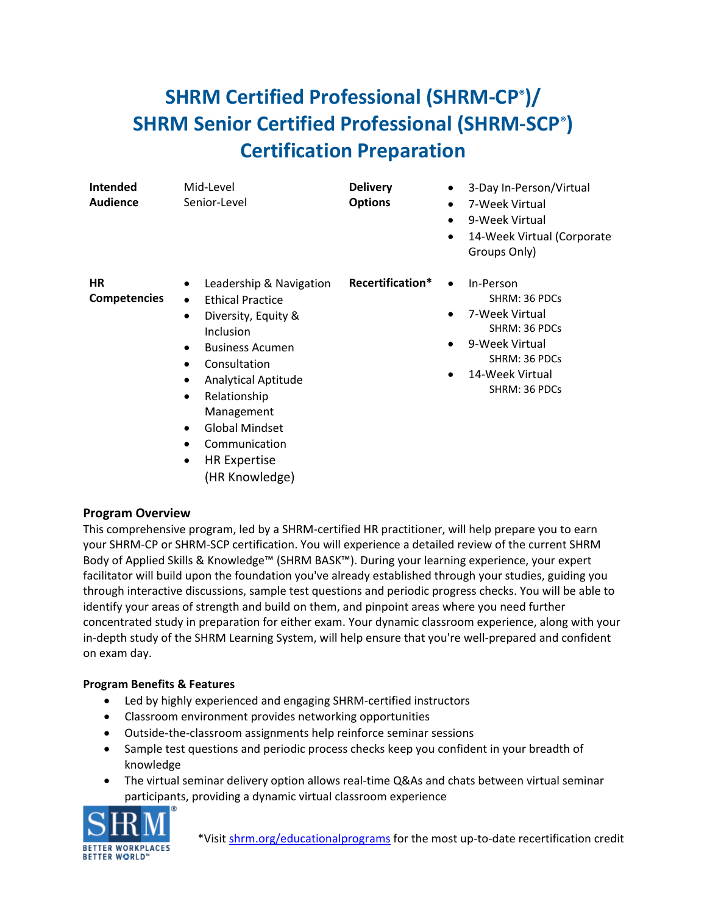# SHRM Certified Professional (SHRM-CP®)/ SHRM Senior Certified Professional (SHRM-SCP®) Certification Preparation

| | | | |
|---|---|---|---|
| **Intended Audience** | Mid-Level<br>Senior-Level | **Delivery Options** | • 3-Day In-Person/Virtual<br>• 7-Week Virtual<br>• 9-Week Virtual<br>• 14-Week Virtual (Corporate Groups Only) |
| **HR Competencies** | • Leadership & Navigation<br>• Ethical Practice<br>• Diversity, Equity & Inclusion<br>• Business Acumen<br>• Consultation<br>• Analytical Aptitude<br>• Relationship Management<br>• Global Mindset<br>• Communication<br>• HR Expertise (HR Knowledge) | **Recertification*** | • In-Person<br>SHRM: 36 PDCs<br>• 7-Week Virtual<br>SHRM: 36 PDCs<br>• 9-Week Virtual<br>SHRM: 36 PDCs<br>• 14-Week Virtual<br>SHRM: 36 PDCs |

## Program Overview

This comprehensive program, led by a SHRM-certified HR practitioner, will help prepare you to earn your SHRM-CP or SHRM-SCP certification. You will experience a detailed review of the current SHRM Body of Applied Skills & Knowledge™ (SHRM BASK™). During your learning experience, your expert facilitator will build upon the foundation you've already established through your studies, guiding you through interactive discussions, sample test questions and periodic progress checks. You will be able to identify your areas of strength and build on them, and pinpoint areas where you need further concentrated study in preparation for either exam. Your dynamic classroom experience, along with your in-depth study of the SHRM Learning System, will help ensure that you're well-prepared and confident on exam day.

### Program Benefits & Features

- Led by highly experienced and engaging SHRM-certified instructors
- Classroom environment provides networking opportunities
- Outside-the-classroom assignments help reinforce seminar sessions
- Sample test questions and periodic process checks keep you confident in your breadth of knowledge
- The virtual seminar delivery option allows real-time Q&As and chats between virtual seminar participants, providing a dynamic virtual classroom experience

*Visit shrm.org/educationalprograms for the most up-to-date recertification credit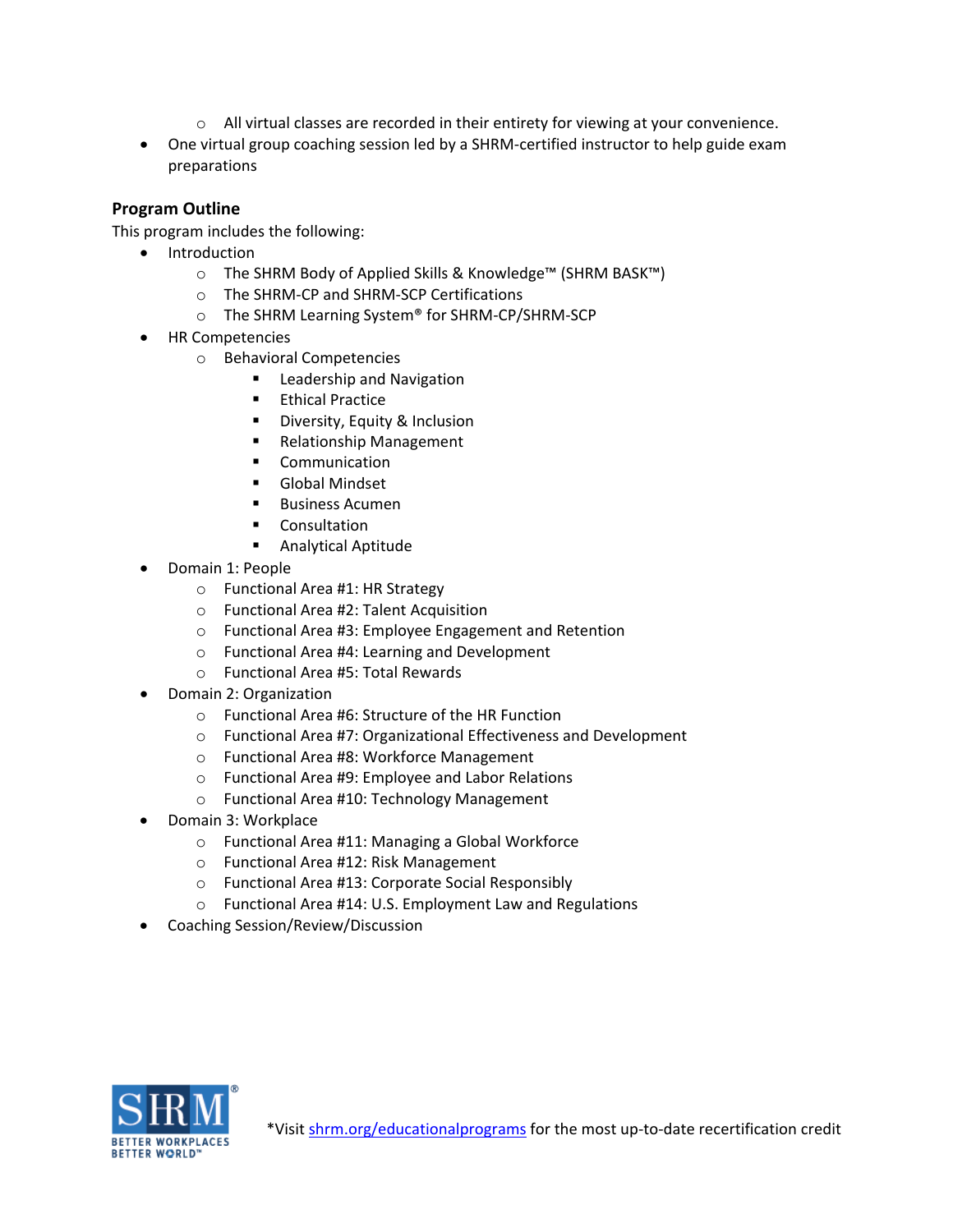- All virtual classes are recorded in their entirety for viewing at your convenience.
- One virtual group coaching session led by a SHRM-certified instructor to help guide exam preparations

**Program Outline**

This program includes the following:

- Introduction
  - The SHRM Body of Applied Skills & Knowledge™ (SHRM BASK™)
  - The SHRM-CP and SHRM-SCP Certifications
  - The SHRM Learning System® for SHRM-CP/SHRM-SCP
- HR Competencies
  - Behavioral Competencies
    - Leadership and Navigation
    - Ethical Practice
    - Diversity, Equity & Inclusion
    - Relationship Management
    - Communication
    - Global Mindset
    - Business Acumen
    - Consultation
    - Analytical Aptitude
- Domain 1: People
  - Functional Area #1: HR Strategy
  - Functional Area #2: Talent Acquisition
  - Functional Area #3: Employee Engagement and Retention
  - Functional Area #4: Learning and Development
  - Functional Area #5: Total Rewards
- Domain 2: Organization
  - Functional Area #6: Structure of the HR Function
  - Functional Area #7: Organizational Effectiveness and Development
  - Functional Area #8: Workforce Management
  - Functional Area #9: Employee and Labor Relations
  - Functional Area #10: Technology Management
- Domain 3: Workplace
  - Functional Area #11: Managing a Global Workforce
  - Functional Area #12: Risk Management
  - Functional Area #13: Corporate Social Responsibly
  - Functional Area #14: U.S. Employment Law and Regulations
- Coaching Session/Review/Discussion

*Visit shrm.org/educationalprograms for the most up-to-date recertification credit